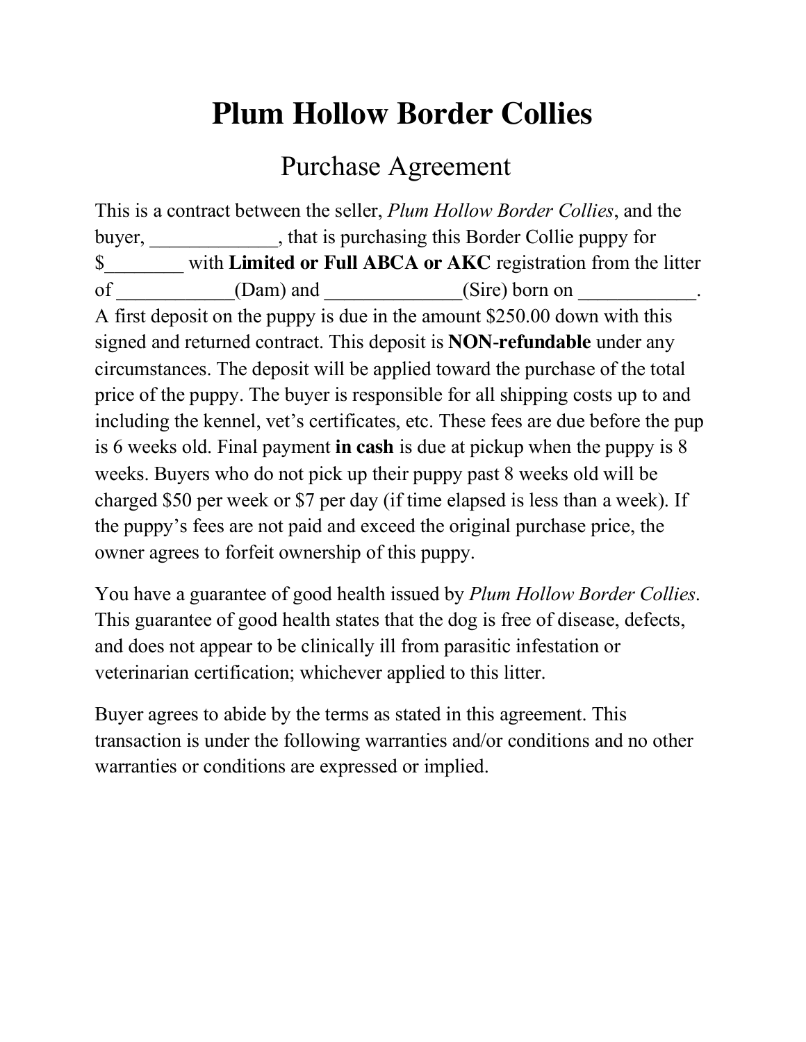# Plum Hollow Border Collies

## Purchase Agreement

This is a contract between the seller, *Plum Hollow Border Collies*, and the buyer, _____________, that is purchasing this Border Collie puppy for $________ with **Limited or Full ABCA or AKC** registration from the litter of ____________(Dam) and ______________(Sire) born on ____________. A first deposit on the puppy is due in the amount $250.00 down with this signed and returned contract. This deposit is **NON-refundable** under any circumstances. The deposit will be applied toward the purchase of the total price of the puppy. The buyer is responsible for all shipping costs up to and including the kennel, vet's certificates, etc. These fees are due before the pup is 6 weeks old. Final payment **in cash** is due at pickup when the puppy is 8 weeks. Buyers who do not pick up their puppy past 8 weeks old will be charged $50 per week or $7 per day (if time elapsed is less than a week). If the puppy's fees are not paid and exceed the original purchase price, the owner agrees to forfeit ownership of this puppy.

You have a guarantee of good health issued by *Plum Hollow Border Collies*. This guarantee of good health states that the dog is free of disease, defects, and does not appear to be clinically ill from parasitic infestation or veterinarian certification; whichever applied to this litter.

Buyer agrees to abide by the terms as stated in this agreement. This transaction is under the following warranties and/or conditions and no other warranties or conditions are expressed or implied.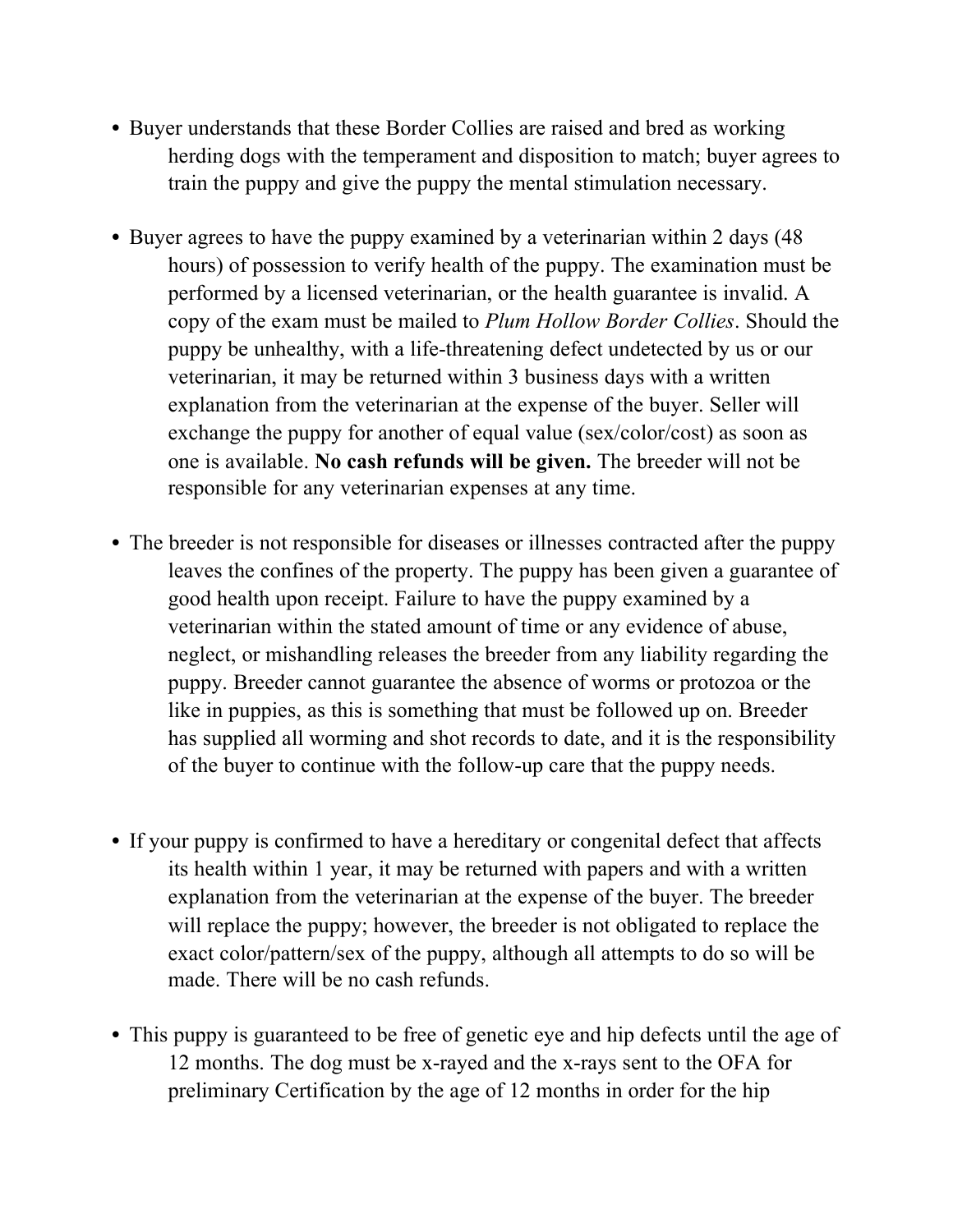- Buyer understands that these Border Collies are raised and bred as working herding dogs with the temperament and disposition to match; buyer agrees to train the puppy and give the puppy the mental stimulation necessary.

- Buyer agrees to have the puppy examined by a veterinarian within 2 days (48 hours) of possession to verify health of the puppy. The examination must be performed by a licensed veterinarian, or the health guarantee is invalid. A copy of the exam must be mailed to *Plum Hollow Border Collies*. Should the puppy be unhealthy, with a life-threatening defect undetected by us or our veterinarian, it may be returned within 3 business days with a written explanation from the veterinarian at the expense of the buyer. Seller will exchange the puppy for another of equal value (sex/color/cost) as soon as one is available. **No cash refunds will be given.** The breeder will not be responsible for any veterinarian expenses at any time.

- The breeder is not responsible for diseases or illnesses contracted after the puppy leaves the confines of the property. The puppy has been given a guarantee of good health upon receipt. Failure to have the puppy examined by a veterinarian within the stated amount of time or any evidence of abuse, neglect, or mishandling releases the breeder from any liability regarding the puppy. Breeder cannot guarantee the absence of worms or protozoa or the like in puppies, as this is something that must be followed up on. Breeder has supplied all worming and shot records to date, and it is the responsibility of the buyer to continue with the follow-up care that the puppy needs.

- If your puppy is confirmed to have a hereditary or congenital defect that affects its health within 1 year, it may be returned with papers and with a written explanation from the veterinarian at the expense of the buyer. The breeder will replace the puppy; however, the breeder is not obligated to replace the exact color/pattern/sex of the puppy, although all attempts to do so will be made. There will be no cash refunds.

- This puppy is guaranteed to be free of genetic eye and hip defects until the age of 12 months. The dog must be x-rayed and the x-rays sent to the OFA for preliminary Certification by the age of 12 months in order for the hip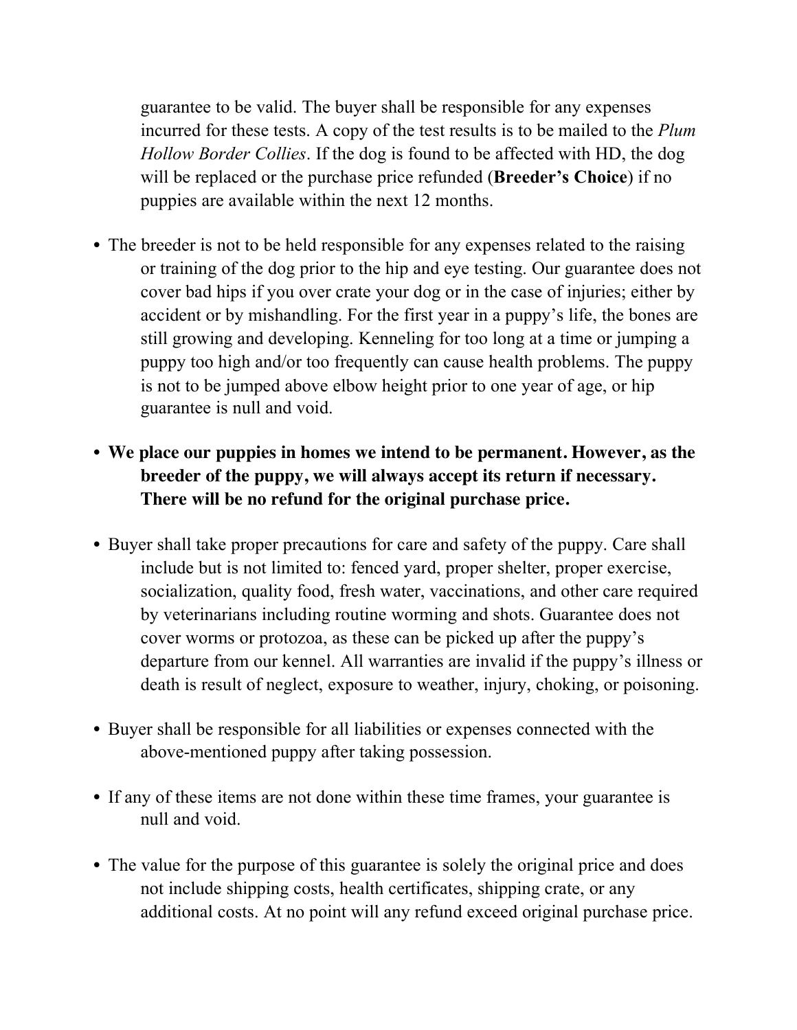guarantee to be valid. The buyer shall be responsible for any expenses incurred for these tests. A copy of the test results is to be mailed to the *Plum Hollow Border Collies*. If the dog is found to be affected with HD, the dog will be replaced or the purchase price refunded (**Breeder's Choice**) if no puppies are available within the next 12 months.

- The breeder is not to be held responsible for any expenses related to the raising or training of the dog prior to the hip and eye testing. Our guarantee does not cover bad hips if you over crate your dog or in the case of injuries; either by accident or by mishandling. For the first year in a puppy's life, the bones are still growing and developing. Kenneling for too long at a time or jumping a puppy too high and/or too frequently can cause health problems. The puppy is not to be jumped above elbow height prior to one year of age, or hip guarantee is null and void.

- **We place our puppies in homes we intend to be permanent. However, as the breeder of the puppy, we will always accept its return if necessary. There will be no refund for the original purchase price.**

- Buyer shall take proper precautions for care and safety of the puppy. Care shall include but is not limited to: fenced yard, proper shelter, proper exercise, socialization, quality food, fresh water, vaccinations, and other care required by veterinarians including routine worming and shots. Guarantee does not cover worms or protozoa, as these can be picked up after the puppy's departure from our kennel. All warranties are invalid if the puppy's illness or death is result of neglect, exposure to weather, injury, choking, or poisoning.

- Buyer shall be responsible for all liabilities or expenses connected with the above-mentioned puppy after taking possession.

- If any of these items are not done within these time frames, your guarantee is null and void.

- The value for the purpose of this guarantee is solely the original price and does not include shipping costs, health certificates, shipping crate, or any additional costs. At no point will any refund exceed original purchase price.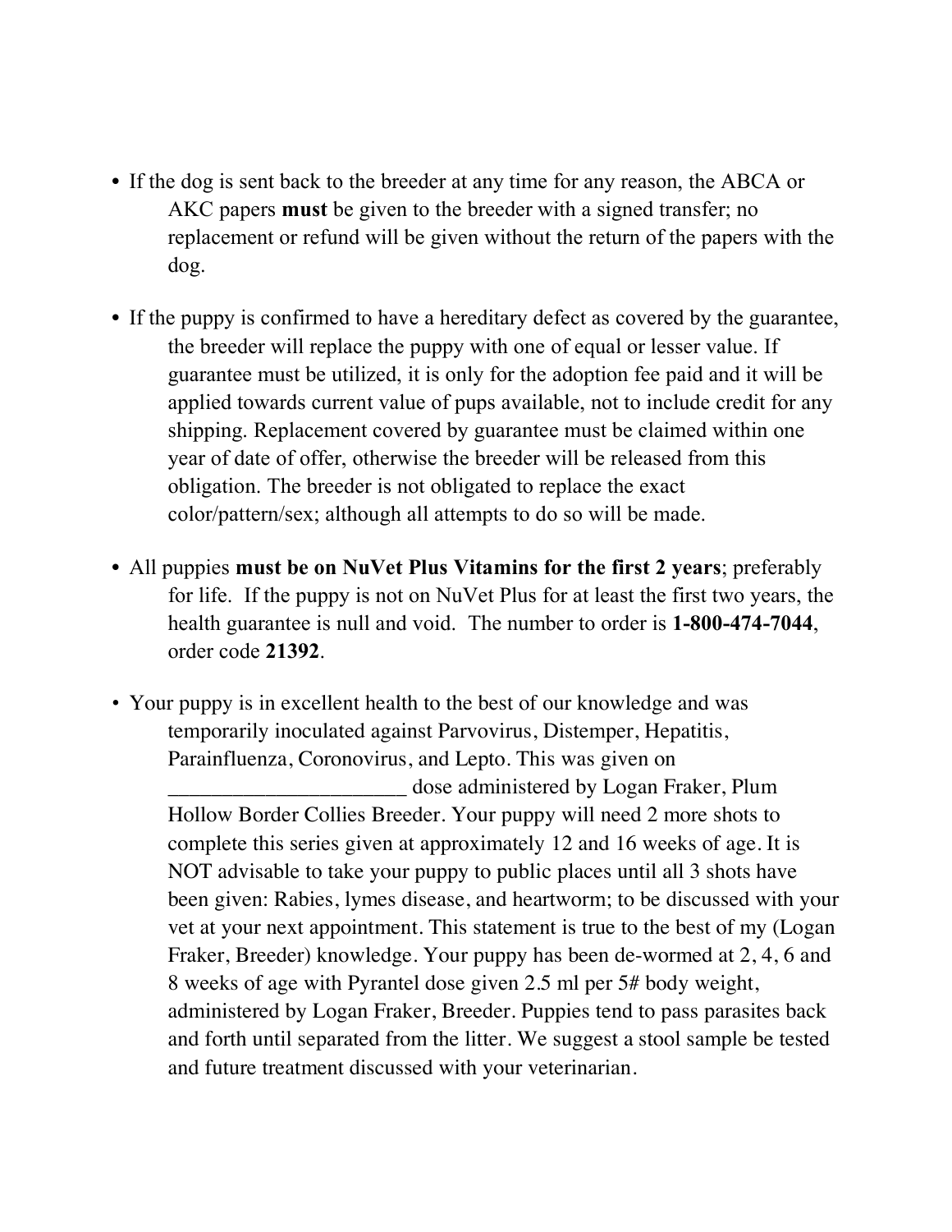- If the dog is sent back to the breeder at any time for any reason, the ABCA or AKC papers **must** be given to the breeder with a signed transfer; no replacement or refund will be given without the return of the papers with the dog.

- If the puppy is confirmed to have a hereditary defect as covered by the guarantee, the breeder will replace the puppy with one of equal or lesser value. If guarantee must be utilized, it is only for the adoption fee paid and it will be applied towards current value of pups available, not to include credit for any shipping. Replacement covered by guarantee must be claimed within one year of date of offer, otherwise the breeder will be released from this obligation. The breeder is not obligated to replace the exact color/pattern/sex; although all attempts to do so will be made.

- All puppies **must be on NuVet Plus Vitamins for the first 2 years**; preferably for life. If the puppy is not on NuVet Plus for at least the first two years, the health guarantee is null and void. The number to order is **1-800-474-7044**, order code **21392**.

- Your puppy is in excellent health to the best of our knowledge and was temporarily inoculated against Parvovirus, Distemper, Hepatitis, Parainfluenza, Coronovirus, and Lepto. This was given on _____________________ dose administered by Logan Fraker, Plum Hollow Border Collies Breeder. Your puppy will need 2 more shots to complete this series given at approximately 12 and 16 weeks of age. It is NOT advisable to take your puppy to public places until all 3 shots have been given: Rabies, lymes disease, and heartworm; to be discussed with your vet at your next appointment. This statement is true to the best of my (Logan Fraker, Breeder) knowledge. Your puppy has been de-wormed at 2, 4, 6 and 8 weeks of age with Pyrantel dose given 2.5 ml per 5# body weight, administered by Logan Fraker, Breeder. Puppies tend to pass parasites back and forth until separated from the litter. We suggest a stool sample be tested and future treatment discussed with your veterinarian.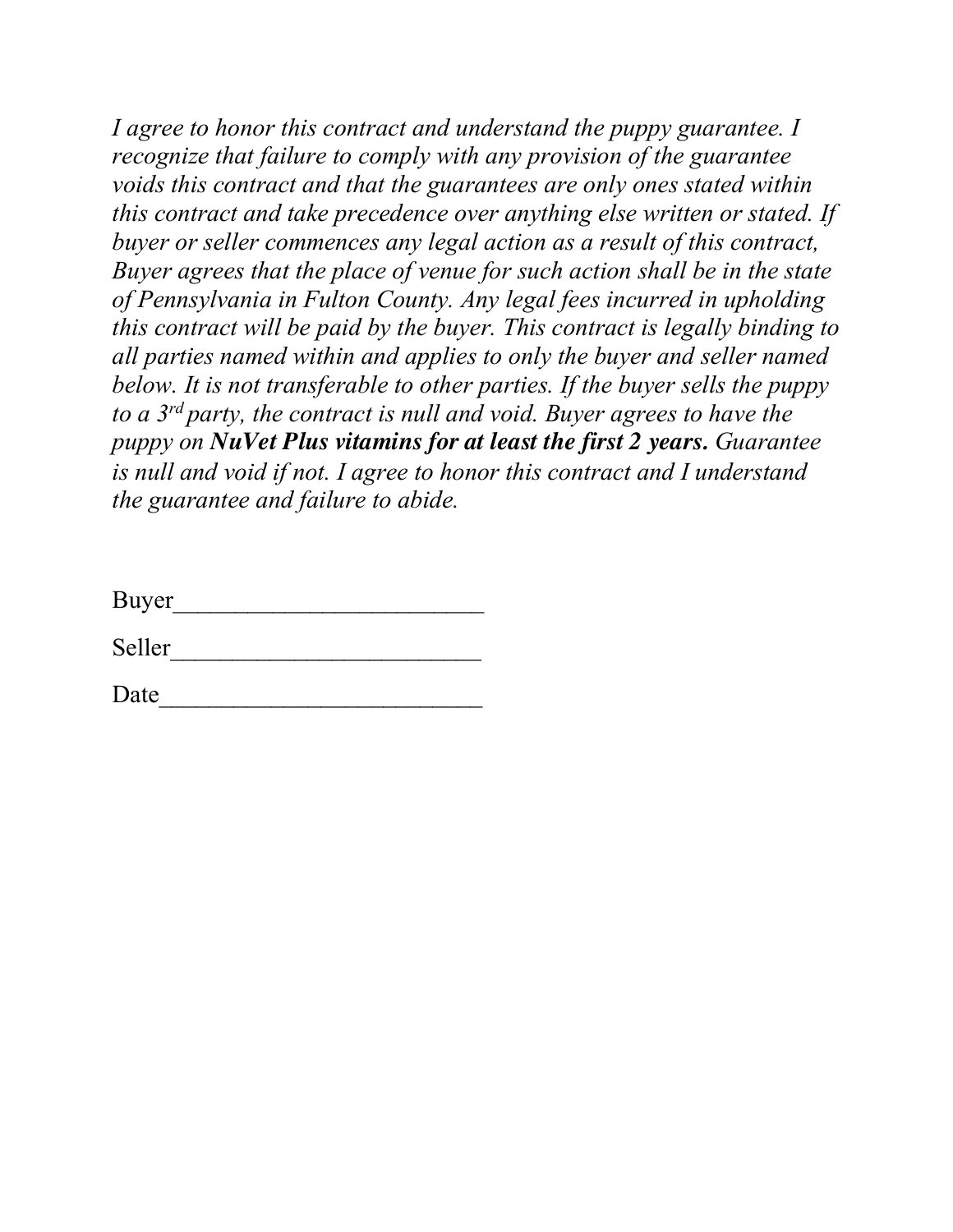*I agree to honor this contract and understand the puppy guarantee. I recognize that failure to comply with any provision of the guarantee voids this contract and that the guarantees are only ones stated within this contract and take precedence over anything else written or stated. If buyer or seller commences any legal action as a result of this contract, Buyer agrees that the place of venue for such action shall be in the state of Pennsylvania in Fulton County. Any legal fees incurred in upholding this contract will be paid by the buyer. This contract is legally binding to all parties named within and applies to only the buyer and seller named below. It is not transferable to other parties. If the buyer sells the puppy to a 3rd party, the contract is null and void. Buyer agrees to have the puppy on* ***NuVet Plus vitamins for at least the first 2 years.*** *Guarantee is null and void if not. I agree to honor this contract and I understand the guarantee and failure to abide.*

Buyer________________________

Seller________________________

Date_________________________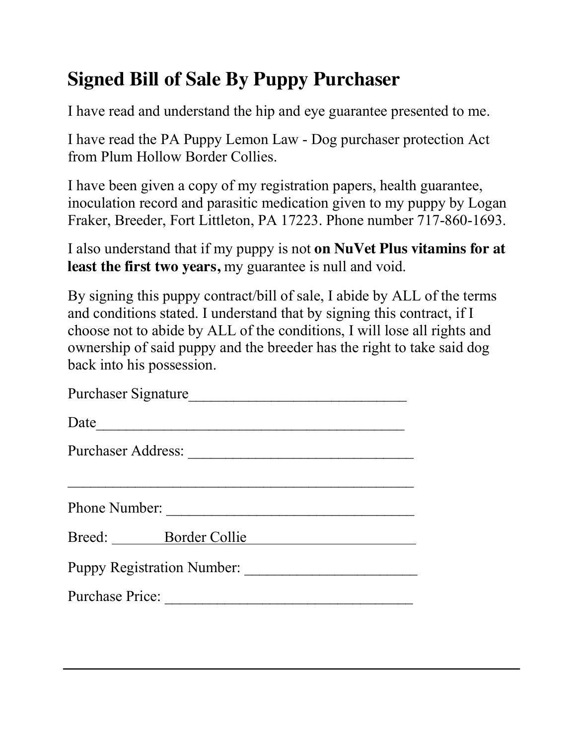# Signed Bill of Sale By Puppy Purchaser

I have read and understand the hip and eye guarantee presented to me.

I have read the PA Puppy Lemon Law - Dog purchaser protection Act from Plum Hollow Border Collies.

I have been given a copy of my registration papers, health guarantee, inoculation record and parasitic medication given to my puppy by Logan Fraker, Breeder, Fort Littleton, PA 17223. Phone number 717-860-1693.

I also understand that if my puppy is not **on NuVet Plus vitamins for at least the first two years,** my guarantee is null and void.

By signing this puppy contract/bill of sale, I abide by ALL of the terms and conditions stated. I understand that by signing this contract, if I choose not to abide by ALL of the conditions, I will lose all rights and ownership of said puppy and the breeder has the right to take said dog back into his possession.

Purchaser Signature______________________________

Date__________________________________________

Purchaser Address: _______________________________

_______________________________________________

Phone Number: __________________________________

Breed: _______Border Collie______________________

Puppy Registration Number: _______________________

Purchase Price: __________________________________